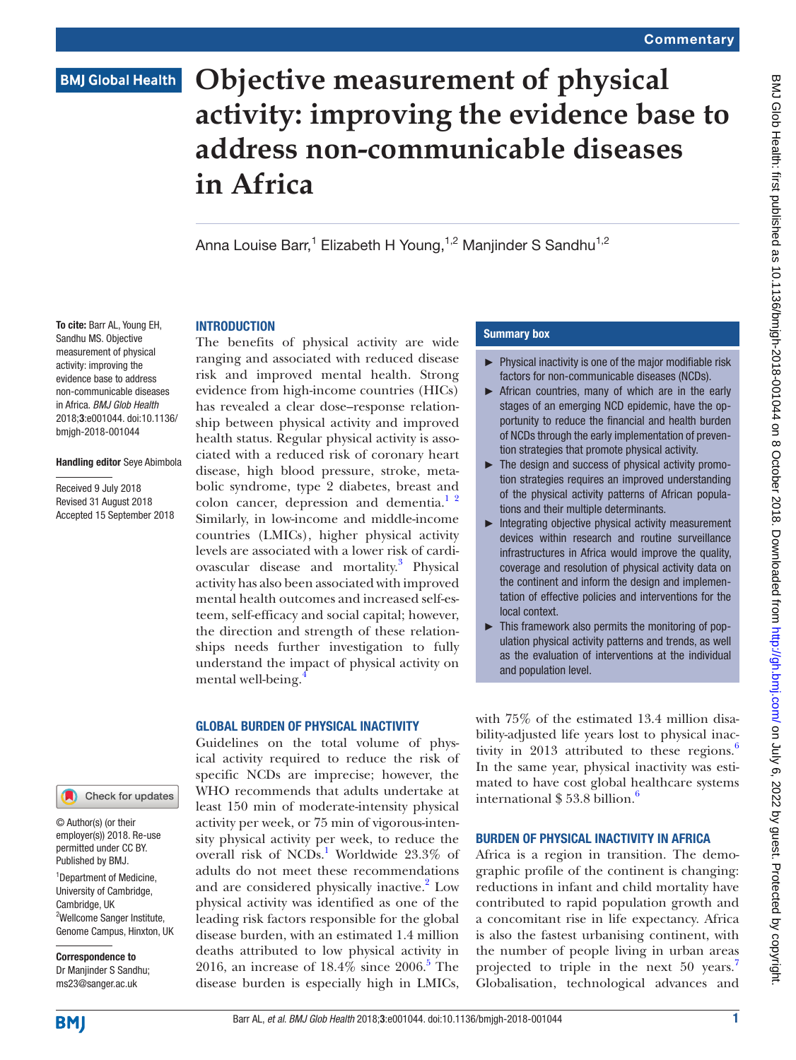Commentary

# Objective measurement of physical activity: improving the evidence base to address non-communicable diseases in Africa

Anna Louise Barr,[1] Elizabeth H Young,[1,2] Manjinder S Sandhu[1,2]

**To cite:** Barr AL, Young EH, Sandhu MS. Objective measurement of physical activity: improving the evidence base to address non-communicable diseases in Africa. *BMJ Glob Health* 2018;**3**:e001044. doi:10.1136/bmjgh-2018-001044

**Handling editor** Seye Abimbola

Received 9 July 2018
Revised 31 August 2018
Accepted 15 September 2018

© Author(s) (or their employer(s)) 2018. Re-use permitted under CC BY. Published by BMJ.

[1]Department of Medicine, University of Cambridge, Cambridge, UK
[2]Wellcome Sanger Institute, Genome Campus, Hinxton, UK

**Correspondence to**
Dr Manjinder S Sandhu; ms23@sanger.ac.uk

## Summary box

- Physical inactivity is one of the major modifiable risk factors for non-communicable diseases (NCDs).
- African countries, many of which are in the early stages of an emerging NCD epidemic, have the opportunity to reduce the financial and health burden of NCDs through the early implementation of prevention strategies that promote physical activity.
- The design and success of physical activity promotion strategies requires an improved understanding of the physical activity patterns of African populations and their multiple determinants.
- Integrating objective physical activity measurement devices within research and routine surveillance infrastructures in Africa would improve the quality, coverage and resolution of physical activity data on the continent and inform the design and implementation of effective policies and interventions for the local context.
- This framework also permits the monitoring of population physical activity patterns and trends, as well as the evaluation of interventions at the individual and population level.

## INTRODUCTION

The benefits of physical activity are wide ranging and associated with reduced disease risk and improved mental health. Strong evidence from high-income countries (HICs) has revealed a clear dose–response relationship between physical activity and improved health status. Regular physical activity is associated with a reduced risk of coronary heart disease, high blood pressure, stroke, metabolic syndrome, type 2 diabetes, breast and colon cancer, depression and dementia.[1 2] Similarly, in low-income and middle-income countries (LMICs), higher physical activity levels are associated with a lower risk of cardiovascular disease and mortality.[3] Physical activity has also been associated with improved mental health outcomes and increased self-esteem, self-efficacy and social capital; however, the direction and strength of these relationships needs further investigation to fully understand the impact of physical activity on mental well-being.[4]

## GLOBAL BURDEN OF PHYSICAL INACTIVITY

Guidelines on the total volume of physical activity required to reduce the risk of specific NCDs are imprecise; however, the WHO recommends that adults undertake at least 150 min of moderate-intensity physical activity per week, or 75 min of vigorous-intensity physical activity per week, to reduce the overall risk of NCDs.[1] Worldwide 23.3% of adults do not meet these recommendations and are considered physically inactive.[2] Low physical activity was identified as one of the leading risk factors responsible for the global disease burden, with an estimated 1.4 million deaths attributed to low physical activity in 2016, an increase of 18.4% since 2006.[5] The disease burden is especially high in LMICs, with 75% of the estimated 13.4 million disability-adjusted life years lost to physical inactivity in 2013 attributed to these regions.[6] In the same year, physical inactivity was estimated to have cost global healthcare systems international $ 53.8 billion.[6]

## BURDEN OF PHYSICAL INACTIVITY IN AFRICA

Africa is a region in transition. The demographic profile of the continent is changing: reductions in infant and child mortality have contributed to rapid population growth and a concomitant rise in life expectancy. Africa is also the fastest urbanising continent, with the number of people living in urban areas projected to triple in the next 50 years.[7] Globalisation, technological advances and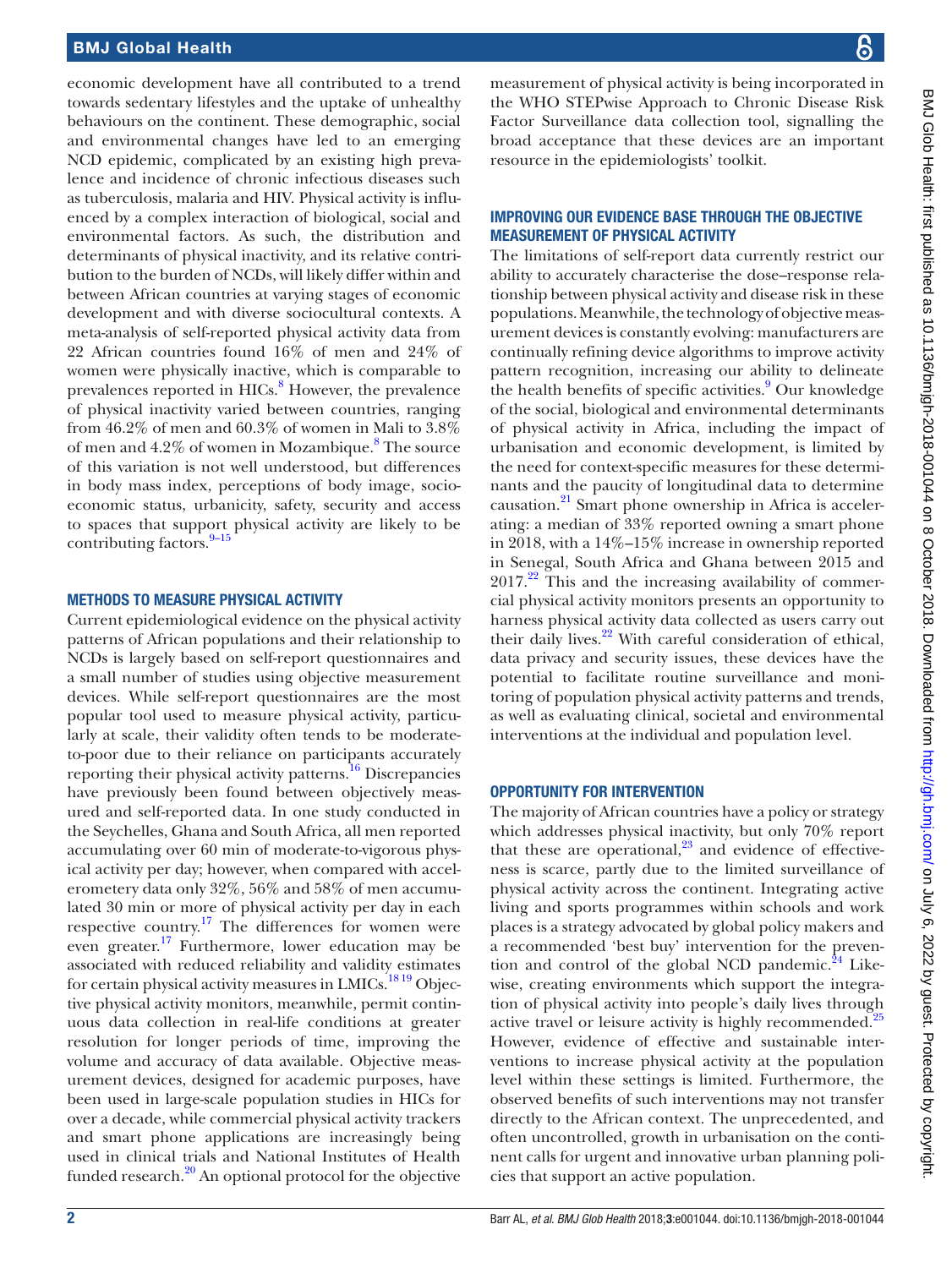economic development have all contributed to a trend towards sedentary lifestyles and the uptake of unhealthy behaviours on the continent. These demographic, social and environmental changes have led to an emerging NCD epidemic, complicated by an existing high prevalence and incidence of chronic infectious diseases such as tuberculosis, malaria and HIV. Physical activity is influenced by a complex interaction of biological, social and environmental factors. As such, the distribution and determinants of physical inactivity, and its relative contribution to the burden of NCDs, will likely differ within and between African countries at varying stages of economic development and with diverse sociocultural contexts. A meta-analysis of self-reported physical activity data from 22 African countries found 16% of men and 24% of women were physically inactive, which is comparable to prevalences reported in HICs.[8] However, the prevalence of physical inactivity varied between countries, ranging from 46.2% of men and 60.3% of women in Mali to 3.8% of men and 4.2% of women in Mozambique.[8] The source of this variation is not well understood, but differences in body mass index, perceptions of body image, socioeconomic status, urbanicity, safety, security and access to spaces that support physical activity are likely to be contributing factors.[9–15]

## Methods to measure physical activity

Current epidemiological evidence on the physical activity patterns of African populations and their relationship to NCDs is largely based on self-report questionnaires and a small number of studies using objective measurement devices. While self-report questionnaires are the most popular tool used to measure physical activity, particularly at scale, their validity often tends to be moderate-to-poor due to their reliance on participants accurately reporting their physical activity patterns.[16] Discrepancies have previously been found between objectively measured and self-reported data. In one study conducted in the Seychelles, Ghana and South Africa, all men reported accumulating over 60 min of moderate-to-vigorous physical activity per day; however, when compared with accelerometery data only 32%, 56% and 58% of men accumulated 30 min or more of physical activity per day in each respective country.[17] The differences for women were even greater.[17] Furthermore, lower education may be associated with reduced reliability and validity estimates for certain physical activity measures in LMICs.[18,19] Objective physical activity monitors, meanwhile, permit continuous data collection in real-life conditions at greater resolution for longer periods of time, improving the volume and accuracy of data available. Objective measurement devices, designed for academic purposes, have been used in large-scale population studies in HICs for over a decade, while commercial physical activity trackers and smart phone applications are increasingly being used in clinical trials and National Institutes of Health funded research.[20] An optional protocol for the objective measurement of physical activity is being incorporated in the WHO STEPwise Approach to Chronic Disease Risk Factor Surveillance data collection tool, signalling the broad acceptance that these devices are an important resource in the epidemiologists' toolkit.

## Improving our evidence base through the objective measurement of physical activity

The limitations of self-report data currently restrict our ability to accurately characterise the dose–response relationship between physical activity and disease risk in these populations. Meanwhile, the technology of objective measurement devices is constantly evolving: manufacturers are continually refining device algorithms to improve activity pattern recognition, increasing our ability to delineate the health benefits of specific activities.[9] Our knowledge of the social, biological and environmental determinants of physical activity in Africa, including the impact of urbanisation and economic development, is limited by the need for context-specific measures for these determinants and the paucity of longitudinal data to determine causation.[21] Smart phone ownership in Africa is accelerating: a median of 33% reported owning a smart phone in 2018, with a 14%–15% increase in ownership reported in Senegal, South Africa and Ghana between 2015 and 2017.[22] This and the increasing availability of commercial physical activity monitors presents an opportunity to harness physical activity data collected as users carry out their daily lives.[22] With careful consideration of ethical, data privacy and security issues, these devices have the potential to facilitate routine surveillance and monitoring of population physical activity patterns and trends, as well as evaluating clinical, societal and environmental interventions at the individual and population level.

## Opportunity for intervention

The majority of African countries have a policy or strategy which addresses physical inactivity, but only 70% report that these are operational,[23] and evidence of effectiveness is scarce, partly due to the limited surveillance of physical activity across the continent. Integrating active living and sports programmes within schools and work places is a strategy advocated by global policy makers and a recommended 'best buy' intervention for the prevention and control of the global NCD pandemic.[24] Likewise, creating environments which support the integration of physical activity into people's daily lives through active travel or leisure activity is highly recommended.[25] However, evidence of effective and sustainable interventions to increase physical activity at the population level within these settings is limited. Furthermore, the observed benefits of such interventions may not transfer directly to the African context. The unprecedented, and often uncontrolled, growth in urbanisation on the continent calls for urgent and innovative urban planning policies that support an active population.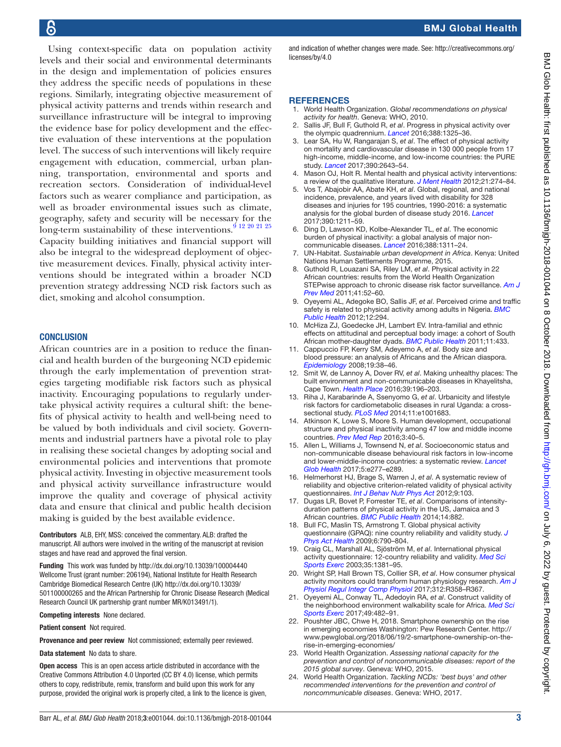Using context-specific data on population activity levels and their social and environmental determinants in the design and implementation of policies ensures they address the specific needs of populations in these regions. Similarly, integrating objective measurement of physical activity patterns and trends within research and surveillance infrastructure will be integral to improving the evidence base for policy development and the effective evaluation of these interventions at the population level. The success of such interventions will likely require engagement with education, commercial, urban planning, transportation, environmental and sports and recreation sectors. Consideration of individual-level factors such as wearer compliance and participation, as well as broader environmental issues such as climate, geography, safety and security will be necessary for the long-term sustainability of these interventions.[9 12 20 21 25] Capacity building initiatives and financial support will also be integral to the widespread deployment of objective measurement devices. Finally, physical activity interventions should be integrated within a broader NCD prevention strategy addressing NCD risk factors such as diet, smoking and alcohol consumption.

## CONCLUSION

African countries are in a position to reduce the financial and health burden of the burgeoning NCD epidemic through the early implementation of prevention strategies targeting modifiable risk factors such as physical inactivity. Encouraging populations to regularly undertake physical activity requires a cultural shift: the benefits of physical activity to health and well-being need to be valued by both individuals and civil society. Governments and industrial partners have a pivotal role to play in realising these societal changes by adopting social and environmental policies and interventions that promote physical activity. Investing in objective measurement tools and physical activity surveillance infrastructure would improve the quality and coverage of physical activity data and ensure that clinical and public health decision making is guided by the best available evidence.

**Contributors** ALB, EHY, MSS: conceived the commentary. ALB: drafted the manuscript. All authors were involved in the writing of the manuscript at revision stages and have read and approved the final version.

**Funding** This work was funded by http://dx.doi.org/10.13039/100004440 Wellcome Trust (grant number: 206194), National Institute for Health Research Cambridge Biomedical Research Centre (UK) http://dx.doi.org/10.13039/501100000265 and the African Partnership for Chronic Disease Research (Medical Research Council UK partnership grant number MR/K013491/1).

**Competing interests** None declared.

**Patient consent** Not required.

**Provenance and peer review** Not commissioned; externally peer reviewed.

**Data statement** No data to share.

**Open access** This is an open access article distributed in accordance with the Creative Commons Attribution 4.0 Unported (CC BY 4.0) license, which permits others to copy, redistribute, remix, transform and build upon this work for any purpose, provided the original work is properly cited, a link to the licence is given, and indication of whether changes were made. See: http://creativecommons.org/licenses/by/4.0

## REFERENCES

1. World Health Organization. *Global recommendations on physical activity for health*. Geneva: WHO, 2010.
2. Sallis JF, Bull F, Guthold R, *et al*. Progress in physical activity over the olympic quadrennium. *Lancet* 2016;388:1325–36.
3. Lear SA, Hu W, Rangarajan S, *et al*. The effect of physical activity on mortality and cardiovascular disease in 130 000 people from 17 high-income, middle-income, and low-income countries: the PURE study. *Lancet* 2017;390:2643–54.
4. Mason OJ, Holt R. Mental health and physical activity interventions: a review of the qualitative literature. *J Ment Health* 2012;21:274–84.
5. Vos T, Abajobir AA, Abate KH, *et al*. Global, regional, and national incidence, prevalence, and years lived with disability for 328 diseases and injuries for 195 countries, 1990-2016: a systematic analysis for the global burden of disease study 2016. *Lancet* 2017;390:1211–59.
6. Ding D, Lawson KD, Kolbe-Alexander TL, *et al*. The economic burden of physical inactivity: a global analysis of major non-communicable diseases. *Lancet* 2016;388:1311–24.
7. UN-Habitat. *Sustainable urban development in Africa*. Kenya: United Nations Human Settlements Programme, 2015.
8. Guthold R, Louazani SA, Riley LM, *et al*. Physical activity in 22 African countries: results from the World Health Organization STEPwise approach to chronic disease risk factor surveillance. *Am J Prev Med* 2011;41:52–60.
9. Oyeyemi AL, Adegoke BO, Sallis JF, *et al*. Perceived crime and traffic safety is related to physical activity among adults in Nigeria. *BMC Public Health* 2012;12:294.
10. McHiza ZJ, Goedecke JH, Lambert EV. Intra-familial and ethnic effects on attitudinal and perceptual body image: a cohort of South African mother-daughter dyads. *BMC Public Health* 2011;11:433.
11. Cappuccio FP, Kerry SM, Adeyemo A, *et al*. Body size and blood pressure: an analysis of Africans and the African diaspora. *Epidemiology* 2008;19:38–46.
12. Smit W, de Lannoy A, Dover RV, *et al*. Making unhealthy places: The built environment and non-communicable diseases in Khayelitsha, Cape Town. *Health Place* 2016;39:196–203.
13. Riha J, Karabarinde A, Ssenyomo G, *et al*. Urbanicity and lifestyle risk factors for cardiometabolic diseases in rural Uganda: a cross-sectional study. *PLoS Med* 2014;11:e1001683.
14. Atkinson K, Lowe S, Moore S. Human development, occupational structure and physical inactivity among 47 low and middle income countries. *Prev Med Rep* 2016;3:40–5.
15. Allen L, Williams J, Townsend N, *et al*. Socioeconomic status and non-communicable disease behavioural risk factors in low-income and lower-middle-income countries: a systematic review. *Lancet Glob Health* 2017;5:e277–e289.
16. Helmerhorst HJ, Brage S, Warren J, *et al*. A systematic review of reliability and objective criterion-related validity of physical activity questionnaires. *Int J Behav Nutr Phys Act* 2012;9:103.
17. Dugas LR, Bovet P, Forrester TE, *et al*. Comparisons of intensity-duration patterns of physical activity in the US, Jamaica and 3 African countries. *BMC Public Health* 2014;14:882.
18. Bull FC, Maslin TS, Armstrong T. Global physical activity questionnaire (GPAQ): nine country reliability and validity study. *J Phys Act Health* 2009;6:790–804.
19. Craig CL, Marshall AL, Sjöström M, *et al*. International physical activity questionnaire: 12-country reliability and validity. *Med Sci Sports Exerc* 2003;35:1381–95.
20. Wright SP, Hall Brown TS, Collier SR, *et al*. How consumer physical activity monitors could transform human physiology research. *Am J Physiol Regul Integr Comp Physiol* 2017;312:R358–R367.
21. Oyeyemi AL, Conway TL, Adedoyin RA, *et al*. Construct validity of the neighborhood environment walkability scale for Africa. *Med Sci Sports Exerc* 2017;49:482–91.
22. Poushter JBC, Chwe H, 2018. Smartphone ownership on the rise in emerging economies Washington: Pew Research Center. http://www.pewglobal.org/2018/06/19/2-smartphone-ownership-on-the-rise-in-emerging-economies/
23. World Health Organization. *Assessing national capacity for the prevention and control of noncommunicable diseases: report of the 2015 global survey*. Geneva: WHO, 2015.
24. World Health Organization. *Tackling NCDs: 'best buys' and other recommended interventions for the prevention and control of noncommunicable diseases*. Geneva: WHO, 2017.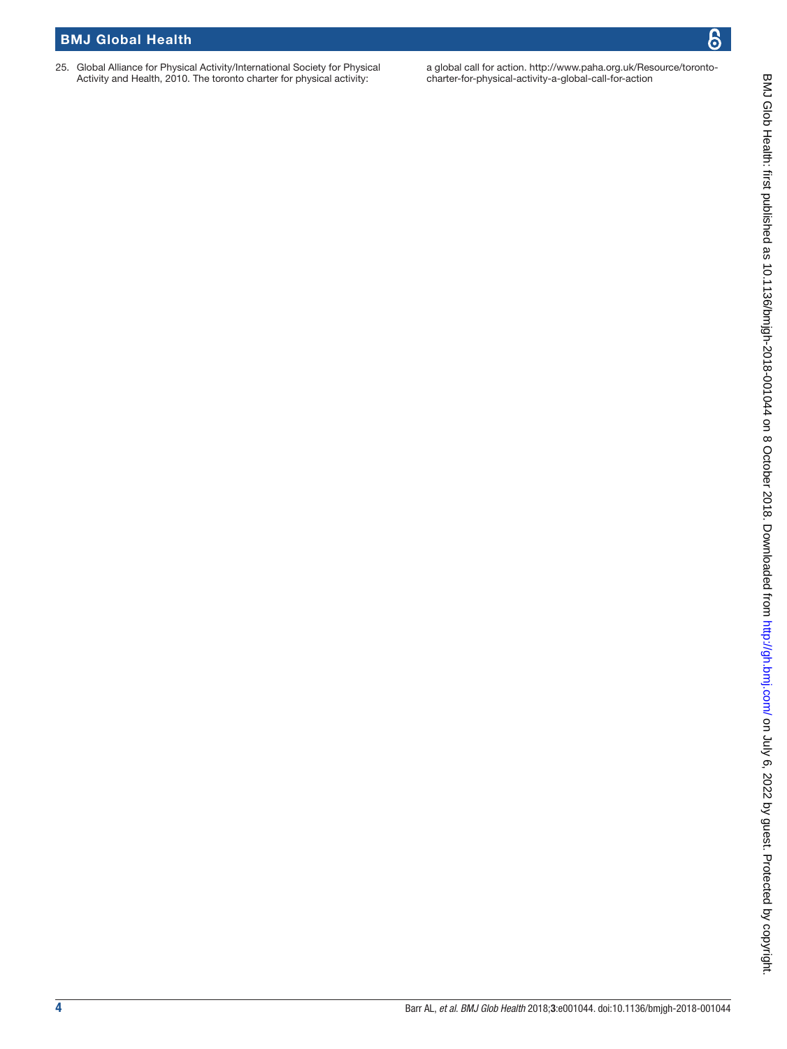25. Global Alliance for Physical Activity/International Society for Physical Activity and Health, 2010. The toronto charter for physical activity: a global call for action. http://www.paha.org.uk/Resource/toronto-charter-for-physical-activity-a-global-call-for-action